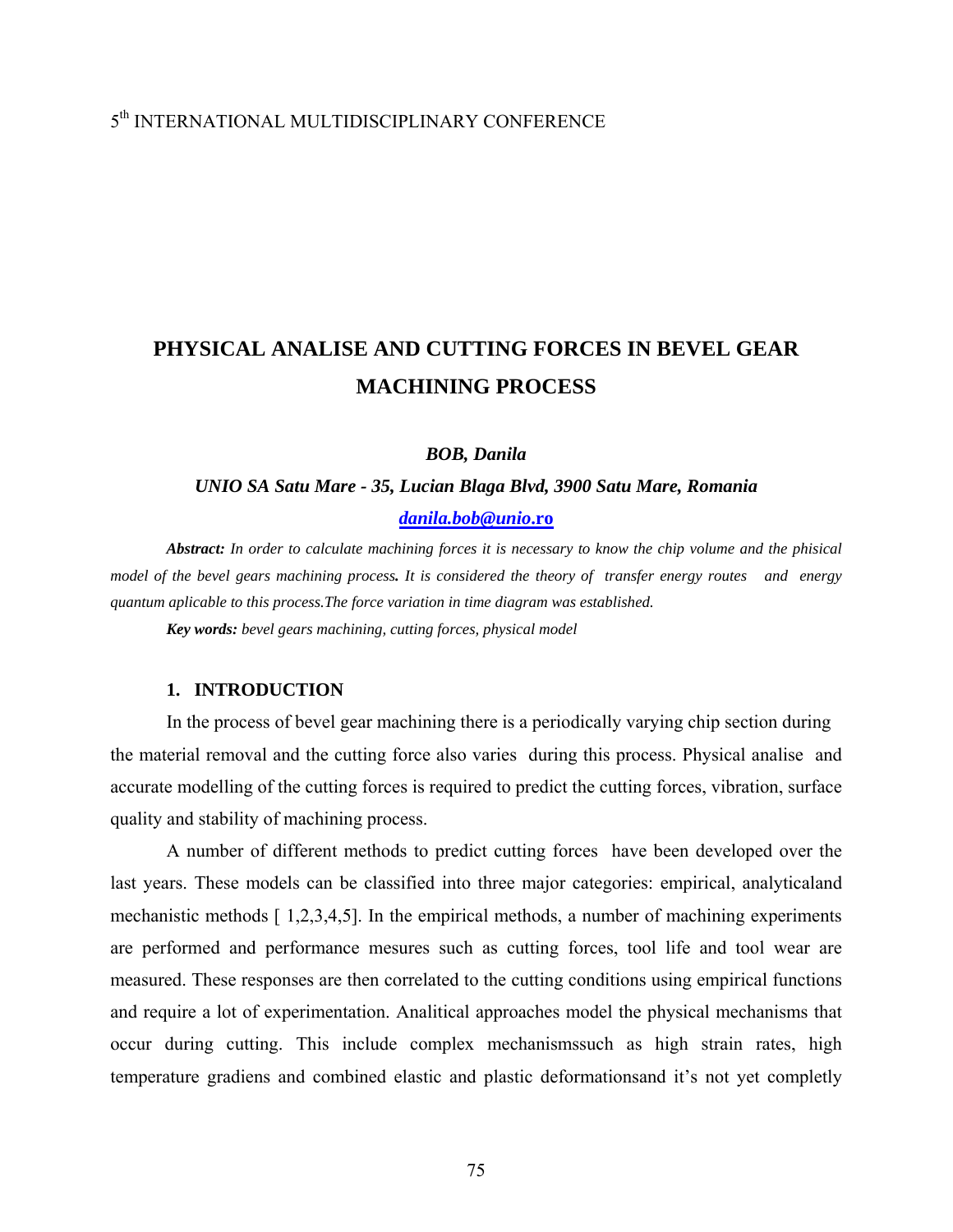5th INTERNATIONAL MULTIDISCIPLINARY CONFERENCE

# PHYSICAL ANALISE AND CUTTING FORCES IN BEVEL GEAR MACHINING PROCESS

***BOB, Danila***

***UNIO SA Satu Mare - 35, Lucian Blaga Blvd, 3900 Satu Mare, Romania***

***danila.bob@unio.ro***

***Abstract:*** *In order to calculate machining forces it is necessary to know the chip volume and the phisical model of the bevel gears machining process. It is considered the theory of transfer energy routes and energy quantum aplicable to this process.The force variation in time diagram was established.*

***Key words:*** *bevel gears machining, cutting forces, physical model*

## 1. INTRODUCTION

In the process of bevel gear machining there is a periodically varying chip section during the material removal and the cutting force also varies during this process. Physical analise and accurate modelling of the cutting forces is required to predict the cutting forces, vibration, surface quality and stability of machining process.

A number of different methods to predict cutting forces have been developed over the last years. These models can be classified into three major categories: empirical, analyticaland mechanistic methods [ 1,2,3,4,5]. In the empirical methods, a number of machining experiments are performed and performance mesures such as cutting forces, tool life and tool wear are measured. These responses are then correlated to the cutting conditions using empirical functions and require a lot of experimentation. Analitical approaches model the physical mechanisms that occur during cutting. This include complex mechanismssuch as high strain rates, high temperature gradiens and combined elastic and plastic deformationsand it's not yet completly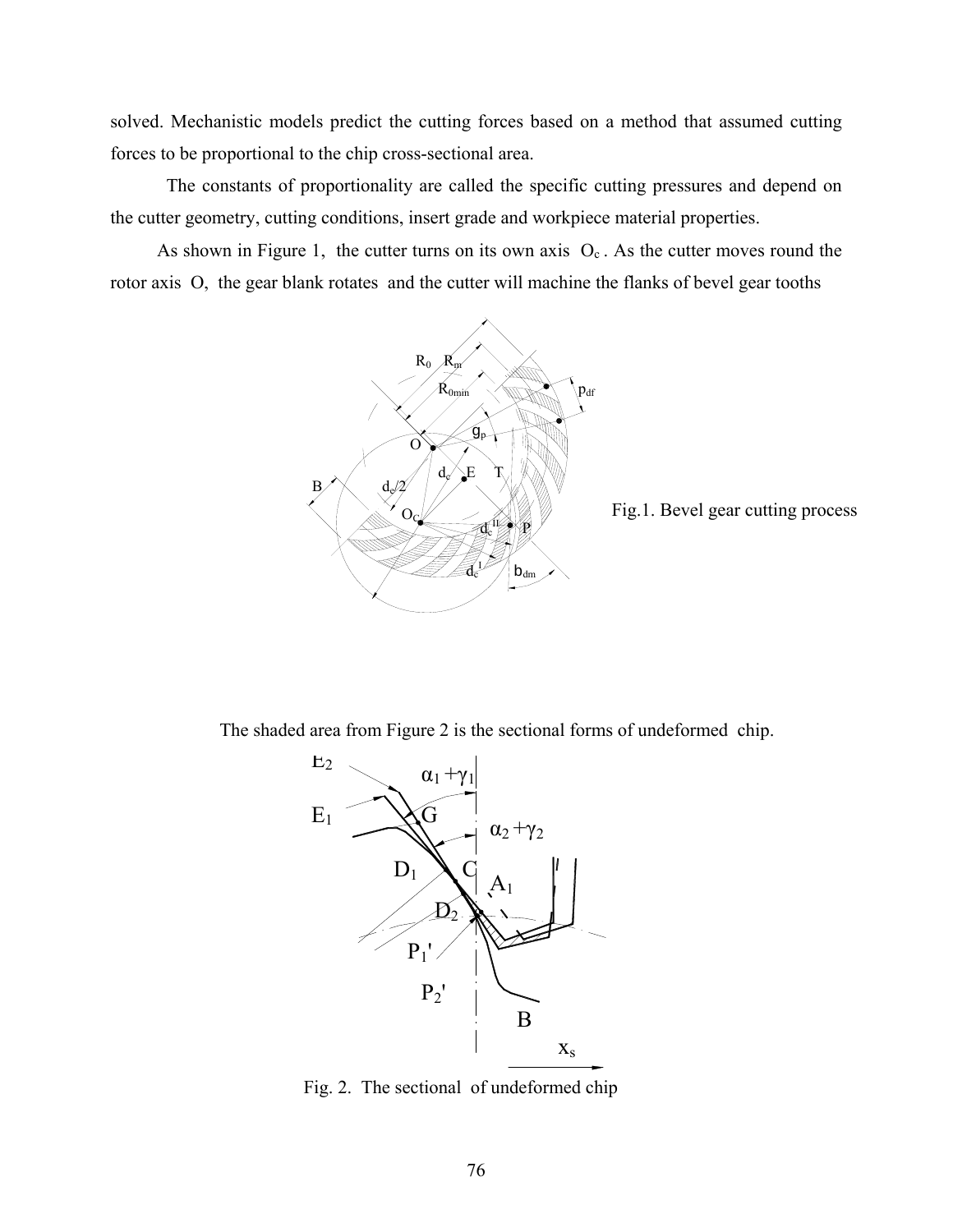solved. Mechanistic models predict the cutting forces based on a method that assumed cutting forces to be proportional to the chip cross-sectional area.

The constants of proportionality are called the specific cutting pressures and depend on the cutter geometry, cutting conditions, insert grade and workpiece material properties.

As shown in Figure 1, the cutter turns on its own axis $O_c$. As the cutter moves round the rotor axis O, the gear blank rotates and the cutter will machine the flanks of bevel gear tooths

Fig.1. Bevel gear cutting process

The shaded area from Figure 2 is the sectional forms of undeformed chip.

Fig. 2. The sectional of undeformed chip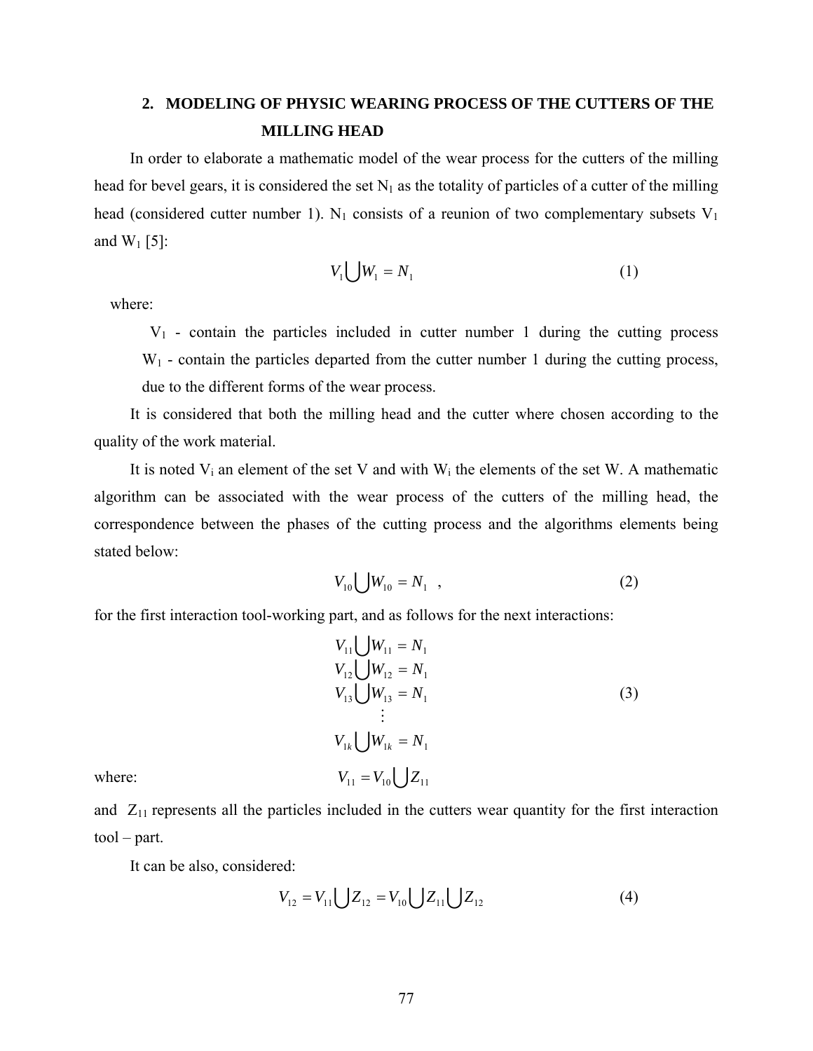## 2. MODELING OF PHYSIC WEARING PROCESS OF THE CUTTERS OF THE MILLING HEAD

In order to elaborate a mathematic model of the wear process for the cutters of the milling head for bevel gears, it is considered the set $N_1$ as the totality of particles of a cutter of the milling head (considered cutter number 1). $N_1$ consists of a reunion of two complementary subsets $V_1$ and $W_1$ [5]:

$$V_1 \bigcup W_1 = N_1 \tag{1}$$

where:

$V_1$ - contain the particles included in cutter number 1 during the cutting process
$W_1$ - contain the particles departed from the cutter number 1 during the cutting process, due to the different forms of the wear process.

It is considered that both the milling head and the cutter where chosen according to the quality of the work material.

It is noted $V_i$ an element of the set V and with $W_i$ the elements of the set W. A mathematic algorithm can be associated with the wear process of the cutters of the milling head, the correspondence between the phases of the cutting process and the algorithms elements being stated below:

$$V_{10} \bigcup W_{10} = N_1 \ , \tag{2}$$

for the first interaction tool-working part, and as follows for the next interactions:

$$\begin{aligned} V_{11} \bigcup W_{11} &= N_1 \\ V_{12} \bigcup W_{12} &= N_1 \\ V_{13} \bigcup W_{13} &= N_1 \\ &\vdots \\ V_{1k} \bigcup W_{1k} &= N_1 \end{aligned} \tag{3}$$

where: $V_{11} = V_{10} \bigcup Z_{11}$

and $Z_{11}$ represents all the particles included in the cutters wear quantity for the first interaction tool – part.

It can be also, considered:

$$V_{12} = V_{11} \bigcup Z_{12} = V_{10} \bigcup Z_{11} \bigcup Z_{12} \tag{4}$$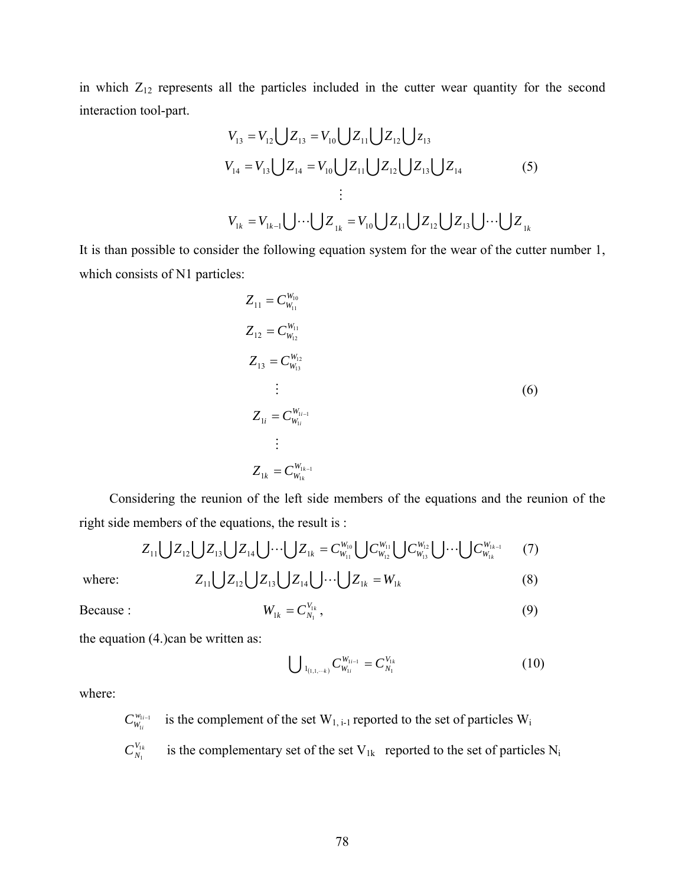in which $Z_{12}$ represents all the particles included in the cutter wear quantity for the second interaction tool-part.

$$
\begin{aligned}
V_{13} &= V_{12} \bigcup Z_{13} = V_{10} \bigcup Z_{11} \bigcup Z_{12} \bigcup z_{13} \\
V_{14} &= V_{13} \bigcup Z_{14} = V_{10} \bigcup Z_{11} \bigcup Z_{12} \bigcup Z_{13} \bigcup Z_{14} \\
&\vdots \\
V_{1k} &= V_{1k-1} \bigcup \cdots \bigcup Z_{1k} = V_{10} \bigcup Z_{11} \bigcup Z_{12} \bigcup Z_{13} \bigcup \cdots \bigcup Z_{1k}
\end{aligned}
\tag{5}
$$

It is than possible to consider the following equation system for the wear of the cutter number 1, which consists of N1 particles:

$$
\begin{aligned}
Z_{11} &= C_{W_{11}}^{W_{10}} \\
Z_{12} &= C_{W_{12}}^{W_{11}} \\
Z_{13} &= C_{W_{13}}^{W_{12}} \\
&\vdots \\
Z_{1i} &= C_{W_{1i}}^{W_{1i-1}} \\
&\vdots \\
Z_{1k} &= C_{W_{1k}}^{W_{1k-1}}
\end{aligned}
\tag{6}
$$

Considering the reunion of the left side members of the equations and the reunion of the right side members of the equations, the result is :

$$
Z_{11} \bigcup Z_{12} \bigcup Z_{13} \bigcup Z_{14} \bigcup \cdots \bigcup Z_{1k} = C_{W_{11}}^{W_{10}} \bigcup C_{W_{12}}^{W_{11}} \bigcup C_{W_{13}}^{W_{12}} \bigcup \cdots \bigcup C_{W_{1k}}^{W_{1k-1}} \tag{7}
$$

where:

$$
Z_{11} \bigcup Z_{12} \bigcup Z_{13} \bigcup Z_{14} \bigcup \cdots \bigcup Z_{1k} = W_{1k} \tag{8}
$$

Because :

$$
W_{1k} = C_{N_1}^{V_{1k}}, \tag{9}
$$

the equation (4.)can be written as:

$$
\bigcup{}_{1_{(1,1,\cdots k)}} C_{W_{1i}}^{W_{1i-1}} = C_{N_1}^{V_{1k}} \tag{10}
$$

where:

$C_{W_{1i}}^{w_{1i-1}}$ is the complement of the set $W_{1,\,i-1}$ reported to the set of particles $W_i$

$C_{N_1}^{V_{1k}}$ is the complementary set of the set $V_{1k}$ reported to the set of particles $N_i$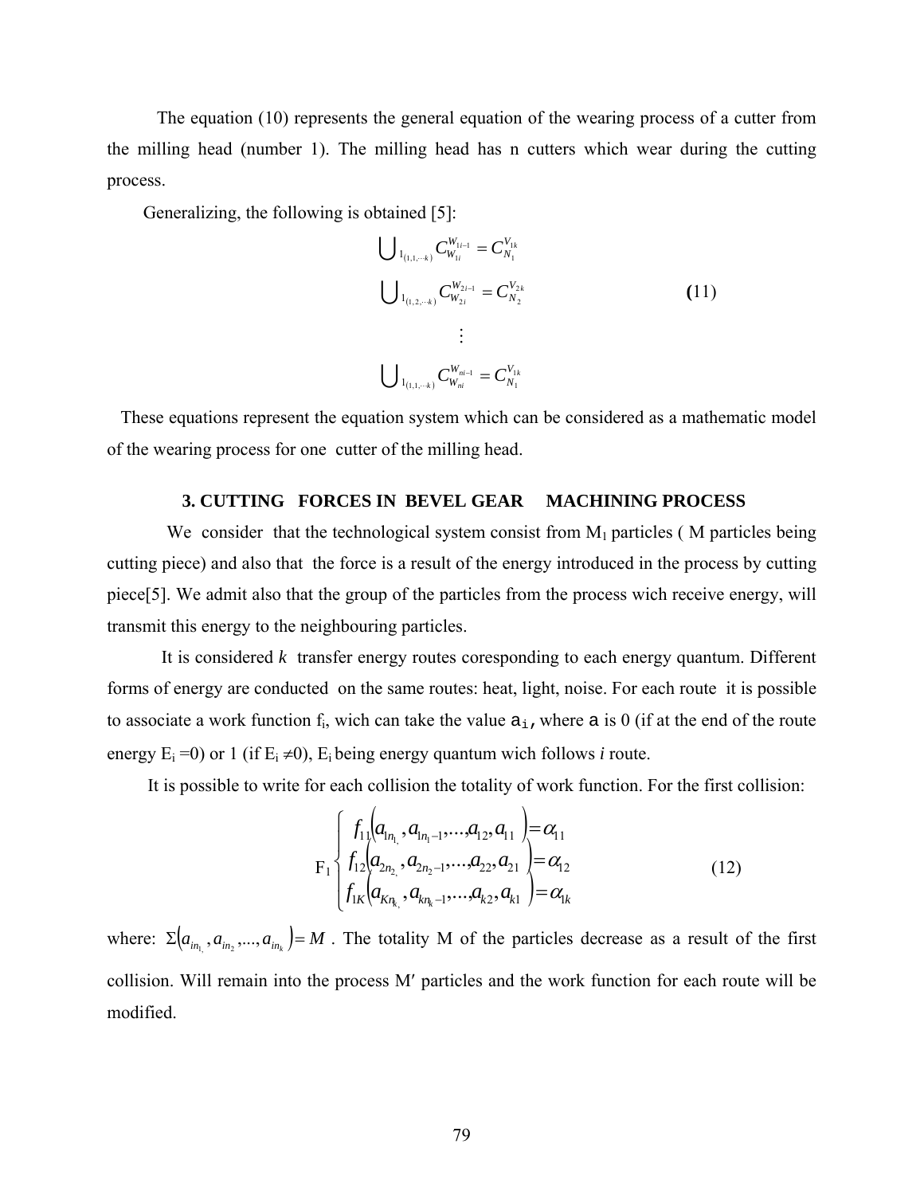The equation (10) represents the general equation of the wearing process of a cutter from the milling head (number 1). The milling head has n cutters which wear during the cutting process.

Generalizing, the following is obtained [5]:

$$
\begin{aligned}
&\bigcup\nolimits_{1_{(1,1,\cdots k)}} C_{W_{1i}}^{W_{1i-1}} = C_{N_1}^{V_{1k}} \\
&\bigcup\nolimits_{1_{(1,2,\cdots k)}} C_{W_{2i}}^{W_{2i-1}} = C_{N_2}^{V_{2k}} \\
&\qquad \vdots \\
&\bigcup\nolimits_{1_{(1,1,\cdots k)}} C_{W_{ni}}^{W_{ni-1}} = C_{N_1}^{V_{1k}}
\end{aligned}
\tag{11}
$$

These equations represent the equation system which can be considered as a mathematic model of the wearing process for one cutter of the milling head.

## 3. CUTTING FORCES IN BEVEL GEAR MACHINING PROCESS

We consider that the technological system consist from $M_1$ particles ( M particles being cutting piece) and also that the force is a result of the energy introduced in the process by cutting piece[5]. We admit also that the group of the particles from the process wich receive energy, will transmit this energy to the neighbouring particles.

It is considered *k* transfer energy routes coresponding to each energy quantum. Different forms of energy are conducted on the same routes: heat, light, noise. For each route it is possible to associate a work function $f_i$, wich can take the value $a_i$, where $a$ is 0 (if at the end of the route energy $E_i = 0$) or 1 (if $E_i \neq 0$), $E_i$ being energy quantum wich follows *i* route.

It is possible to write for each collision the totality of work function. For the first collision:

$$
F_1 \left\{
\begin{aligned}
&f_{11}\left(a_{1n_1}, a_{1n_1-1}, \ldots, a_{12}, a_{11}\right) = \alpha_{11} \\
&f_{12}\left(a_{2n_2}, a_{2n_2-1}, \ldots, a_{22}, a_{21}\right) = \alpha_{12} \\
&f_{1K}\left(a_{Kn_k}, a_{kn_k-1}, \ldots, a_{k2}, a_{k1}\right) = \alpha_{1k}
\end{aligned}
\right.
\tag{12}
$$

where: $\Sigma\left(a_{in_1}, a_{in_2}, \ldots, a_{in_k}\right) = M$ . The totality M of the particles decrease as a result of the first collision. Will remain into the process M′ particles and the work function for each route will be modified.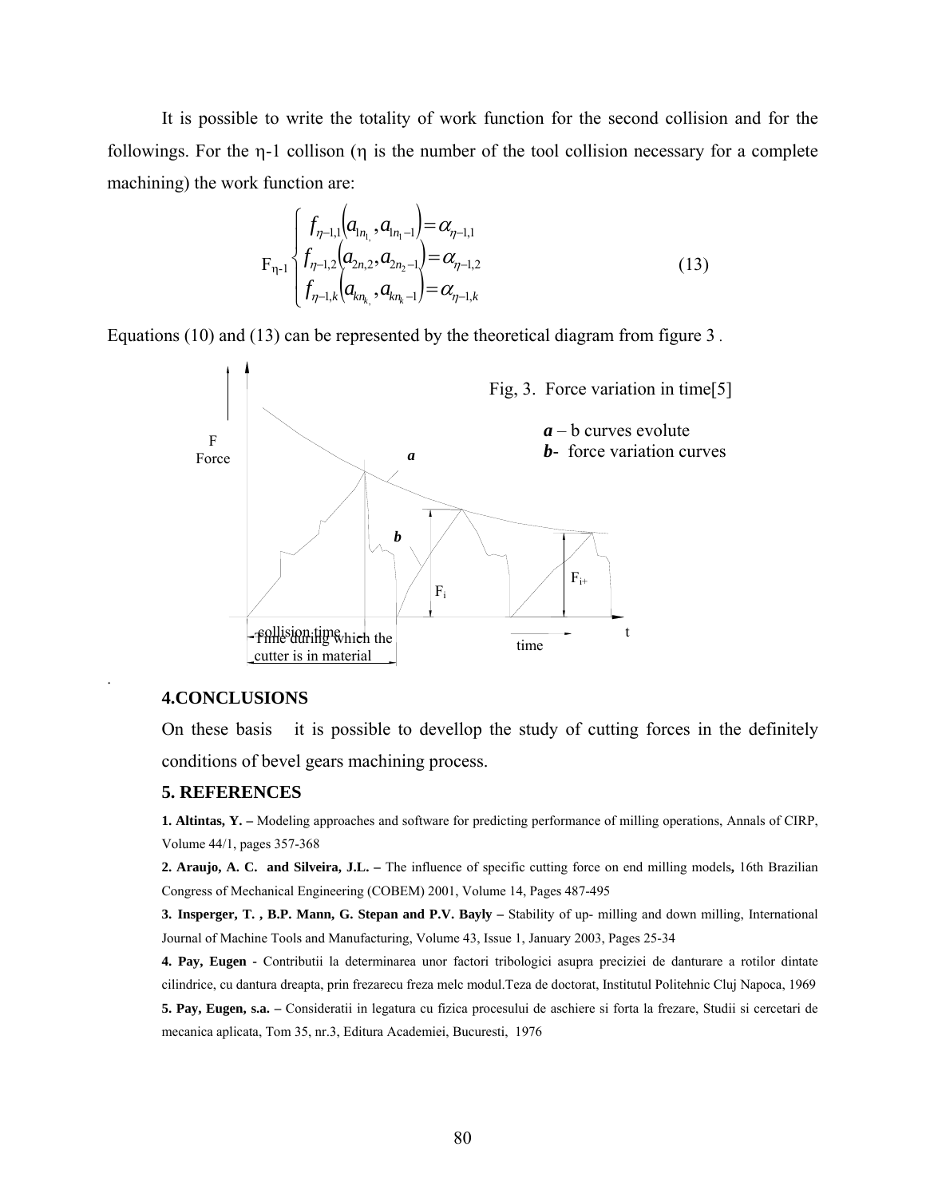It is possible to write the totality of work function for the second collision and for the followings. For the η-1 collison (η is the number of the tool collision necessary for a complete machining) the work function are:

$$
F_{\eta-1}\begin{cases} f_{\eta-1,1}\left(a_{1n_1},a_{1n_1-1}\right)=\alpha_{\eta-1,1} \\ f_{\eta-1,2}\left(a_{2n,2},a_{2n_2-1}\right)=\alpha_{\eta-1,2} \\ f_{\eta-1,k}\left(a_{kn_k},a_{kn_k-1}\right)=\alpha_{\eta-1,k} \end{cases} \tag{13}
$$

Equations (10) and (13) can be represented by the theoretical diagram from figure 3 .

F
Force

a

b

$F_i$

$F_{i+}$

t

collision time

Time during which the cutter is in material

time

Fig, 3. Force variation in time[5]

***a*** – b curves evolute
***b***- force variation curves

## 4.CONCLUSIONS

On these basis it is possible to devellop the study of cutting forces in the definitely conditions of bevel gears machining process.

## 5. REFERENCES

**1. Altintas, Y. –** Modeling approaches and software for predicting performance of milling operations, Annals of CIRP, Volume 44/1, pages 357-368

**2. Araujo, A. C. and Silveira, J.L. –** The influence of specific cutting force on end milling models**,** 16th Brazilian Congress of Mechanical Engineering (COBEM) 2001, Volume 14, Pages 487-495

**3. Insperger, T. , B.P. Mann, G. Stepan and P.V. Bayly –** Stability of up- milling and down milling, International Journal of Machine Tools and Manufacturing, Volume 43, Issue 1, January 2003, Pages 25-34

**4. Pay, Eugen** - Contributii la determinarea unor factori tribologici asupra preciziei de danturare a rotilor dintate cilindrice, cu dantura dreapta, prin frezarecu freza melc modul.Teza de doctorat, Institutul Politehnic Cluj Napoca, 1969

**5. Pay, Eugen, s.a. –** Consideratii in legatura cu fizica procesului de aschiere si forta la frezare, Studii si cercetari de mecanica aplicata, Tom 35, nr.3, Editura Academiei, Bucuresti, 1976